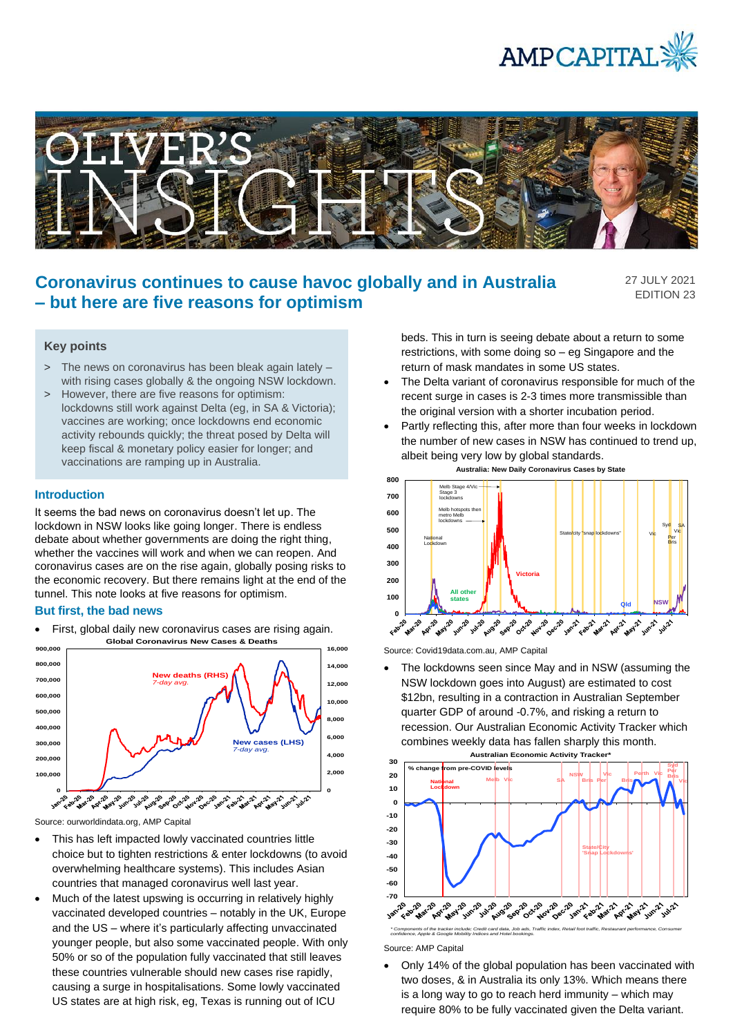# Coronavirus continues to cause havoc globally and in Australia – but here are five reasons for optimism

27 JULY 2021
EDITION 23

### Key points

> The news on coronavirus has been bleak again lately – with rising cases globally & the ongoing NSW lockdown.

> However, there are five reasons for optimism: lockdowns still work against Delta (eg, in SA & Victoria); vaccines are working; once lockdowns end economic activity rebounds quickly; the threat posed by Delta will keep fiscal & monetary policy easier for longer; and vaccinations are ramping up in Australia.

### Introduction

It seems the bad news on coronavirus doesn't let up. The lockdown in NSW looks like going longer. There is endless debate about whether governments are doing the right thing, whether the vaccines will work and when we can reopen. And coronavirus cases are on the rise again, globally posing risks to the economic recovery. But there remains light at the end of the tunnel. This note looks at five reasons for optimism.

### But first, the bad news

- First, global daily new coronavirus cases are rising again.

**Global Coronavirus New Cases & Deaths**

New deaths (RHS)
7-day avg.
New cases (LHS)
7-day avg.

Source: ourworldindata.org, AMP Capital

- This has left impacted lowly vaccinated countries little choice but to tighten restrictions & enter lockdowns (to avoid overwhelming healthcare systems). This includes Asian countries that managed coronavirus well last year.
- Much of the latest upswing is occurring in relatively highly vaccinated developed countries – notably in the UK, Europe and the US – where it's particularly affecting unvaccinated younger people, but also some vaccinated people. With only 50% or so of the population fully vaccinated that still leaves these countries vulnerable should new cases rise rapidly, causing a surge in hospitalisations. Some lowly vaccinated US states are at high risk, eg, Texas is running out of ICU beds. This in turn is seeing debate about a return to some restrictions, with some doing so – eg Singapore and the return of mask mandates in some US states.
- The Delta variant of coronavirus responsible for much of the recent surge in cases is 2-3 times more transmissible than the original version with a shorter incubation period.
- Partly reflecting this, after more than four weeks in lockdown the number of new cases in NSW has continued to trend up, albeit being very low by global standards.

**Australia: New Daily Coronavirus Cases by State**

Melb Stage 4/Vic Stage 3 lockdowns
Melb hotspots then metro Melb lockdowns
National Lockdown
State/city "snap lockdowns"
Victoria
All other states
Qld
NSW

Source: Covid19data.com.au, AMP Capital

- The lockdowns seen since May and in NSW (assuming the NSW lockdown goes into August) are estimated to cost $12bn, resulting in a contraction in Australian September quarter GDP of around -0.7%, and risking a return to recession. Our Australian Economic Activity Tracker which combines weekly data has fallen sharply this month.

**Australian Economic Activity Tracker***

% change from pre-COVID levels
National Lockdown
State/City 'Snap Lockdowns'

\* Components of the tracker include; Credit card data, Job ads, Traffic index, Retail foot traffic, Restaurant performance, Consumer confidence, Apple & Google Mobility Indices and Hotel bookings.

Source: AMP Capital

- Only 14% of the global population has been vaccinated with two doses, & in Australia its only 13%. Which means there is a long way to go to reach herd immunity – which may require 80% to be fully vaccinated given the Delta variant.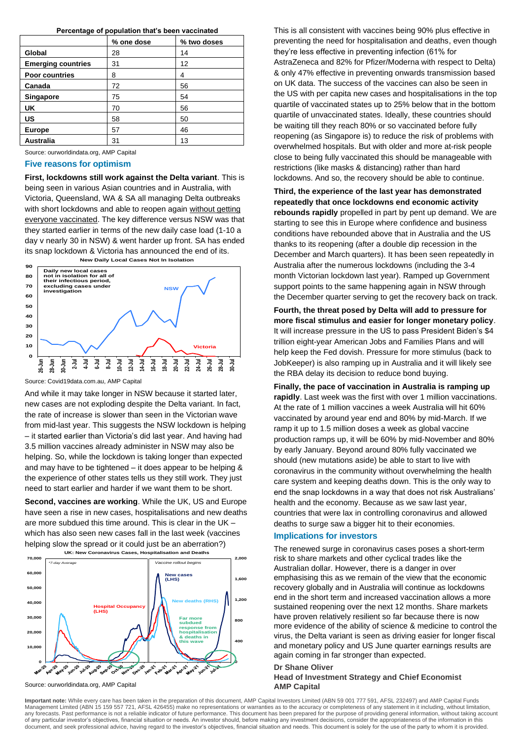**Percentage of population that's been vaccinated**

| | % one dose | % two doses |
|---|---|---|
| **Global** | 28 | 14 |
| **Emerging countries** | 31 | 12 |
| **Poor countries** | 8 | 4 |
| **Canada** | 72 | 56 |
| **Singapore** | 75 | 54 |
| **UK** | 70 | 56 |
| **US** | 58 | 50 |
| **Europe** | 57 | 46 |
| **Australia** | 31 | 13 |

Source: ourworldindata.org, AMP Capital

## Five reasons for optimism

**First, lockdowns still work against the Delta variant**. This is being seen in various Asian countries and in Australia, with Victoria, Queensland, WA & SA all managing Delta outbreaks with short lockdowns and able to reopen again without getting everyone vaccinated. The key difference versus NSW was that they started earlier in terms of the new daily case load (1-10 a day v nearly 30 in NSW) & went harder up front. SA has ended its snap lockdown & Victoria has announced the end of its.

New Daily Local Cases Not In Isolation

Daily new local cases not in isolation for all of their infectious period, excluding cases under investigation

NSW

Victoria

90
80
70
60
50
40
30
20
10
0

26-Jun 28-Jun 30-Jun 2-Jul 4-Jul 6-Jul 8-Jul 10-Jul 12-Jul 14-Jul 16-Jul 18-Jul 20-Jul 22-Jul 24-Jul 26-Jul 28-Jul 30-Jul

Source: Covid19data.com.au, AMP Capital

And while it may take longer in NSW because it started later, new cases are not exploding despite the Delta variant. In fact, the rate of increase is slower than seen in the Victorian wave from mid-last year. This suggests the NSW lockdown is helping – it started earlier than Victoria's did last year. And having had 3.5 million vaccines already administer in NSW may also be helping. So, while the lockdown is taking longer than expected and may have to be tightened – it does appear to be helping & the experience of other states tells us they still work. They just need to start earlier and harder if we want them to be short.

**Second, vaccines are working**. While the UK, US and Europe have seen a rise in new cases, hospitalisations and new deaths are more subdued this time around. This is clear in the UK – which has also seen new cases fall in the last week (vaccines helping slow the spread or it could just be an aberration?)

UK: New Coronavirus Cases, Hospitalisation and Deaths

*7-day Average

Vaccine rollout begins

New cases (LHS)

New deaths (RHS)

Hospital Occupancy (LHS)

Far more subdued response from hospitalisation & deaths in this wave

70,000
60,000
50,000
40,000
30,000
20,000
10,000
0

2,000
1,600
1,200
800
400
0

Mar-20 Apr-20 May-20 Jun-20 Jul-20 Aug-20 Sep-20 Oct-20 Nov-20 Dec-20 Jan-21 Feb-21 Mar-21 Apr-21 May-21 Jun-21 Jul-21

Source: ourworldindata.org, AMP Capital

This is all consistent with vaccines being 90% plus effective in preventing the need for hospitalisation and deaths, even though they're less effective in preventing infection (61% for AstraZeneca and 82% for Pfizer/Moderna with respect to Delta) & only 47% effective in preventing onwards transmission based on UK data. The success of the vaccines can also be seen in the US with per capita new cases and hospitalisations in the top quartile of vaccinated states up to 25% below that in the bottom quartile of unvaccinated states. Ideally, these countries should be waiting till they reach 80% or so vaccinated before fully reopening (as Singapore is) to reduce the risk of problems with overwhelmed hospitals. But with older and more at-risk people close to being fully vaccinated this should be manageable with restrictions (like masks & distancing) rather than hard lockdowns. And so, the recovery should be able to continue.

**Third, the experience of the last year has demonstrated repeatedly that once lockdowns end economic activity rebounds rapidly** propelled in part by pent up demand. We are starting to see this in Europe where confidence and business conditions have rebounded above that in Australia and the US thanks to its reopening (after a double dip recession in the December and March quarters). It has been seen repeatedly in Australia after the numerous lockdowns (including the 3-4 month Victorian lockdown last year). Ramped up Government support points to the same happening again in NSW through the December quarter serving to get the recovery back on track.

**Fourth, the threat posed by Delta will add to pressure for more fiscal stimulus and easier for longer monetary policy**. It will increase pressure in the US to pass President Biden's $4 trillion eight-year American Jobs and Families Plans and will help keep the Fed dovish. Pressure for more stimulus (back to JobKeeper) is also ramping up in Australia and it will likely see the RBA delay its decision to reduce bond buying.

**Finally, the pace of vaccination in Australia is ramping up rapidly**. Last week was the first with over 1 million vaccinations. At the rate of 1 million vaccines a week Australia will hit 60% vaccinated by around year end and 80% by mid-March. If we ramp it up to 1.5 million doses a week as global vaccine production ramps up, it will be 60% by mid-November and 80% by early January. Beyond around 80% fully vaccinated we should (new mutations aside) be able to start to live with coronavirus in the community without overwhelming the health care system and keeping deaths down. This is the only way to end the snap lockdowns in a way that does not risk Australians' health and the economy. Because as we saw last year, countries that were lax in controlling coronavirus and allowed deaths to surge saw a bigger hit to their economies.

## Implications for investors

The renewed surge in coronavirus cases poses a short-term risk to share markets and other cyclical trades like the Australian dollar. However, there is a danger in over emphasising this as we remain of the view that the economic recovery globally and in Australia will continue as lockdowns end in the short term and increased vaccination allows a more sustained reopening over the next 12 months. Share markets have proven relatively resilient so far because there is now more evidence of the ability of science & medicine to control the virus, the Delta variant is seen as driving easier for longer fiscal and monetary policy and US June quarter earnings results are again coming in far stronger than expected.

**Dr Shane Oliver**
**Head of Investment Strategy and Chief Economist**
**AMP Capital**

**Important note:** While every care has been taken in the preparation of this document, AMP Capital Investors Limited (ABN 59 001 777 591, AFSL 232497) and AMP Capital Funds Management Limited (ABN 15 159 557 721, AFSL 426455) make no representations or warranties as to the accuracy or completeness of any statement in it including, without limitation, any forecasts. Past performance is not a reliable indicator of future performance. This document has been prepared for the purpose of providing general information, without taking account of any particular investor's objectives, financial situation or needs. An investor should, before making any investment decisions, consider the appropriateness of the information in this document, and seek professional advice, having regard to the investor's objectives, financial situation and needs. This document is solely for the use of the party to whom it is provided.